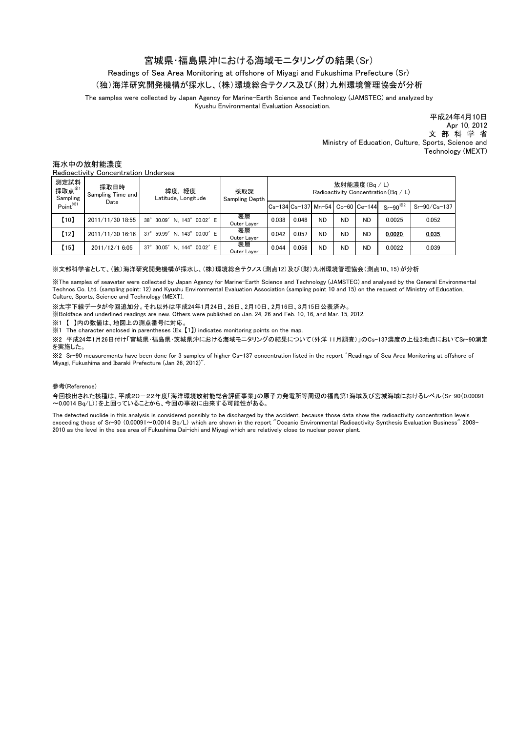# 宮城県･福島県沖における海域モニタリングの結果(Sr)

Readings of Sea Area Monitoring at offshore of Miyagi and Fukushima Prefecture (Sr)

(独)海洋研究開発機構が採水し、(株)環境総合テクノス及び(財)九州環境管理協会が分析

The samples were collected by Japan Agency for Marine-Earth Science and Technology (JAMSTEC) and analyzed by Kyushu Environmental Evaluation Association.

平成24年4月10日
Apr 10, 2012
文 部 科 学 省
Ministry of Education, Culture, Sports, Science and Technology (MEXT)

## 海水中の放射能濃度
Radioactivity Concentration Undersea

| 測定試料採取点※1 Sampling Point※1 | 採取日時 Sampling Time and Date | 緯度, 経度 Latitude, Longitude | 採取深 Sampling Depth | 放射能濃度(Bq / L) Radioactivity Concentration(Bq / L) | | | | | | |
|---|---|---|---|---|---|---|---|---|---|---|
| | | | | Cs-134 | Cs-137 | Mn-54 | Co-60 | Ce-144 | Sr-90※2 | Sr-90/Cs-137 |
| 【10】 | 2011/11/30 18:55 | 38° 30.09′ N, 143° 00.02′ E | 表層 Outer Layer | 0.038 | 0.048 | ND | ND | ND | 0.0025 | 0.052 |
| 【12】 | 2011/11/30 16:16 | 37° 59.99′ N, 143° 00.00′ E | 表層 Outer Layer | 0.042 | 0.057 | ND | ND | ND | **0.0020** | **0.035** |
| 【15】 | 2011/12/1 6:05 | 37° 30.05′ N, 144° 00.02′ E | 表層 Outer Layer | 0.044 | 0.056 | ND | ND | ND | 0.0022 | 0.039 |

※文部科学省として、(独)海洋研究開発機構が採水し、(株)環境総合テクノス(測点12)及び(財)九州環境管理協会(測点10、15)が分析

※The samples of seawater were collected by Japan Agency for Marine-Earth Science and Technology (JAMSTEC) and analysed by the General Environmental Technos Co. Ltd. (sampling point: 12) and Kyushu Environmental Evaluation Association (sampling point 10 and 15) on the request of Ministry of Education, Culture, Sports, Science and Technology (MEXT).

※太字下線データが今回追加分。それ以外は平成24年1月24日、26日、2月10日、2月16日、3月15日公表済み。

※Boldface and underlined readings are new. Others were published on Jan. 24, 26 and Feb. 10, 16, and Mar. 15, 2012.

※1 【 】内の数値は、地図上の測点番号に対応。

※1 The character enclosed in parentheses (Ex.【1】) indicates monitoring points on the map.

※2 平成24年1月26日付け「宮城県･福島県･茨城県沖における海域モニタリングの結果について(外洋 11月調査)」のCs-137濃度の上位3地点においてSr-90測定を実施した。

※2 Sr-90 measurements have been done for 3 samples of higher Cs-137 concentration listed in the report "Readings of Sea Area Monitoring at offshore of Miyagi, Fukushima and Ibaraki Prefecture (Jan 26, 2012)".

参考(Reference)

今回検出された核種は、平成20－22年度「海洋環境放射能総合評価事業」の原子力発電所等周辺の福島第1海域及び宮城海域におけるレベル(Sr-90(0.00091～0.0014 Bq/L))を上回っていることから、今回の事故に由来する可能性がある。

The detected nuclide in this analysis is considered possibly to be discharged by the accident, because those data show the radioactivity concentration levels exceeding those of Sr-90 (0.00091～0.0014 Bq/L) which are shown in the report "Oceanic Environmental Radioactivity Synthesis Evaluation Business" 2008-2010 as the level in the sea area of Fukushima Dai-ichi and Miyagi which are relatively close to nuclear power plant.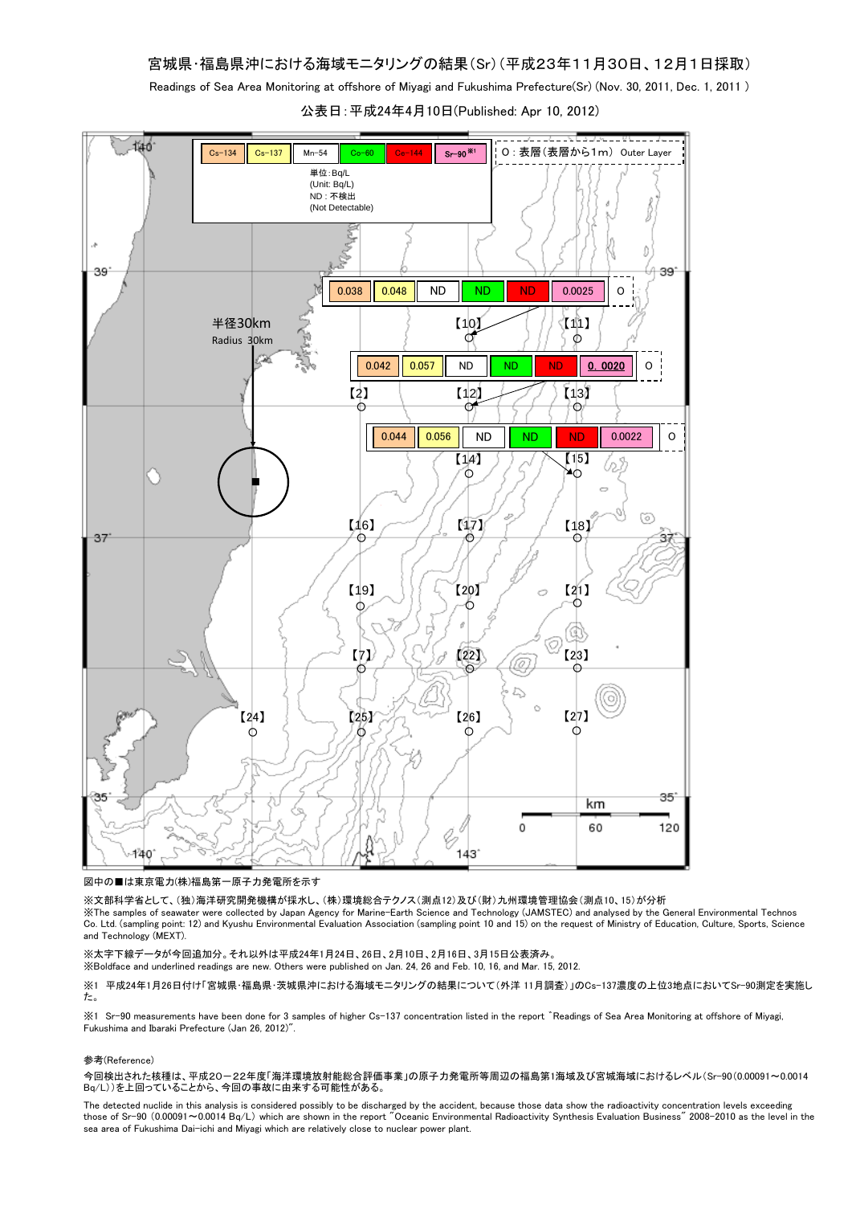# 宮城県･福島県沖における海域モニタリングの結果（Sr）（平成23年11月30日、12月1日採取）

Readings of Sea Area Monitoring at offshore of Miyagi and Fukushima Prefecture(Sr) (Nov. 30, 2011, Dec. 1, 2011 )

公表日：平成24年4月10日(Published: Apr 10, 2012)

| Cs-134 | Cs-137 | Mn-54 | Co-60 | Ce-144 | Sr-90 ※1 |
|---|---|---|---|---|---|

単位：Bq/L
(Unit: Bq/L)
ND：不検出
(Not Detectable)

O：表層（表層から1m） Outer Layer

| 測点 | 層 | Cs-134 | Cs-137 | Mn-54 | Co-60 | Ce-144 | Sr-90 |
|---|---|---|---|---|---|---|---|
| 【10】 | O | 0.038 | 0.048 | ND | ND | ND | 0.0025 |
| 【12】 | O | 0.042 | 0.057 | ND | ND | ND | **<u>0.0020</u>** |
| 【15】 | O | 0.044 | 0.056 | ND | ND | ND | 0.0022 |

半径30km
Radius 30km

図中の■は東京電力(株)福島第一原子力発電所を示す

※文部科学省として、(独)海洋研究開発機構が採水し、(株)環境総合テクノス(測点12)及び(財)九州環境管理協会(測点10、15)が分析

※The samples of seawater were collected by Japan Agency for Marine-Earth Science and Technology (JAMSTEC) and analysed by the General Environmental Technos Co. Ltd. (sampling point: 12) and Kyushu Environmental Evaluation Association (sampling point 10 and 15) on the request of Ministry of Education, Culture, Sports, Science and Technology (MEXT).

※太字下線データが今回追加分。それ以外は平成24年1月24日、26日、2月10日、2月16日、3月15日公表済み。

※Boldface and underlined readings are new. Others were published on Jan. 24, 26 and Feb. 10, 16, and Mar. 15, 2012.

※1 平成24年1月26日付け「宮城県・福島県・茨城県沖における海域モニタリングの結果について(外洋 11月調査)」のCs-137濃度の上位3地点においてSr-90測定を実施した。

※1 Sr-90 measurements have been done for 3 samples of higher Cs-137 concentration listed in the report "Readings of Sea Area Monitoring at offshore of Miyagi, Fukushima and Ibaraki Prefecture (Jan 26, 2012)".

参考(Reference)

今回検出された核種は、平成20－22年度「海洋環境放射能総合評価事業」の原子力発電所等周辺の福島第1海域及び宮城海域におけるレベル（Sr-90(0.00091～0.0014 Bq/L)）を上回っていることから、今回の事故に由来する可能性がある。

The detected nuclide in this analysis is considered possibly to be discharged by the accident, because those data show the radioactivity concentration levels exceeding those of Sr-90 (0.00091～0.0014 Bq/L) which are shown in the report "Oceanic Environmental Radioactivity Synthesis Evaluation Business" 2008-2010 as the level in the sea area of Fukushima Dai-ichi and Miyagi which are relatively close to nuclear power plant.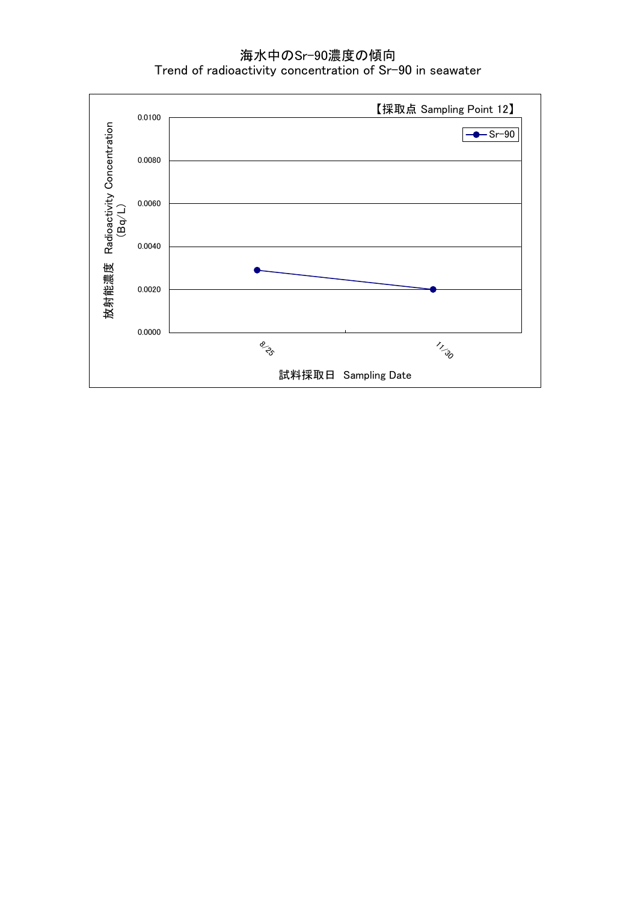# 海水中のSr-90濃度の傾向
Trend of radioactivity concentration of Sr-90 in seawater

【採取点 Sampling Point 12】

Sr-90

放射能濃度 Radioactivity Concentration (Bq/L)

0.0100
0.0080
0.0060
0.0040
0.0020
0.0000

8/25
11/30

試料採取日 Sampling Date